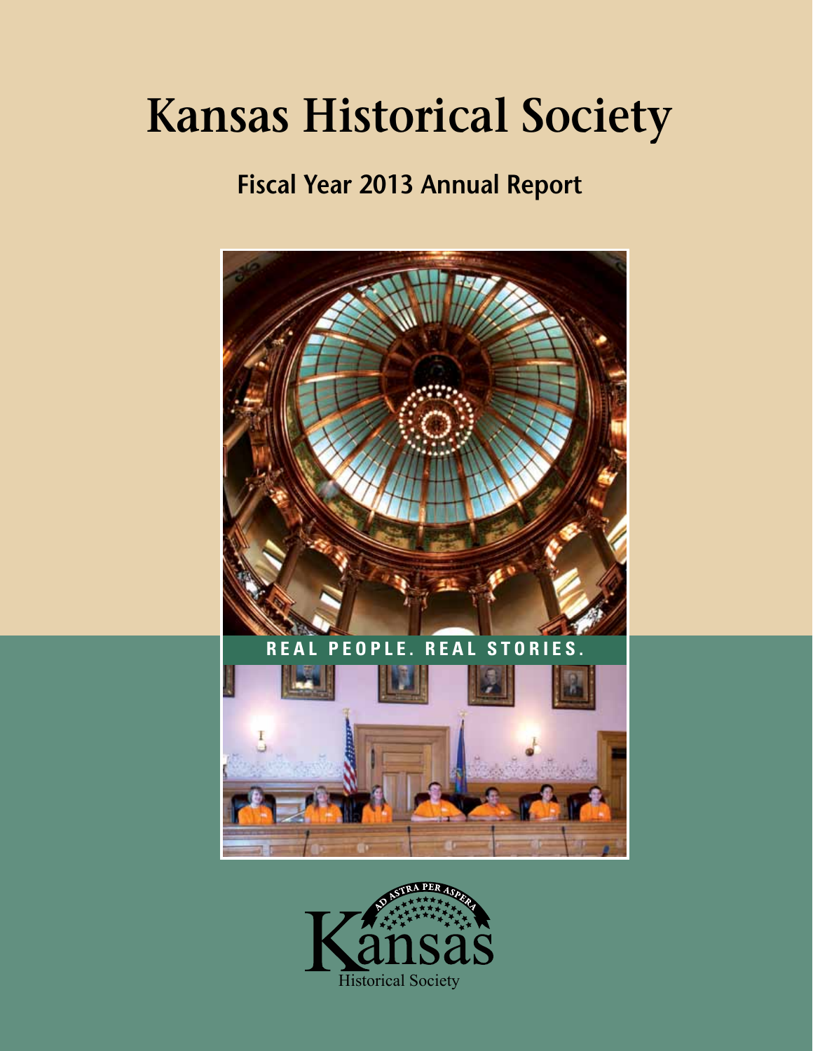# Kansas Historical Society

## Fiscal Year 2013 Annual Report

REAL PEOPLE. REAL STORIES.

AD ASTRA PER ASPERA

Kansas Historical Society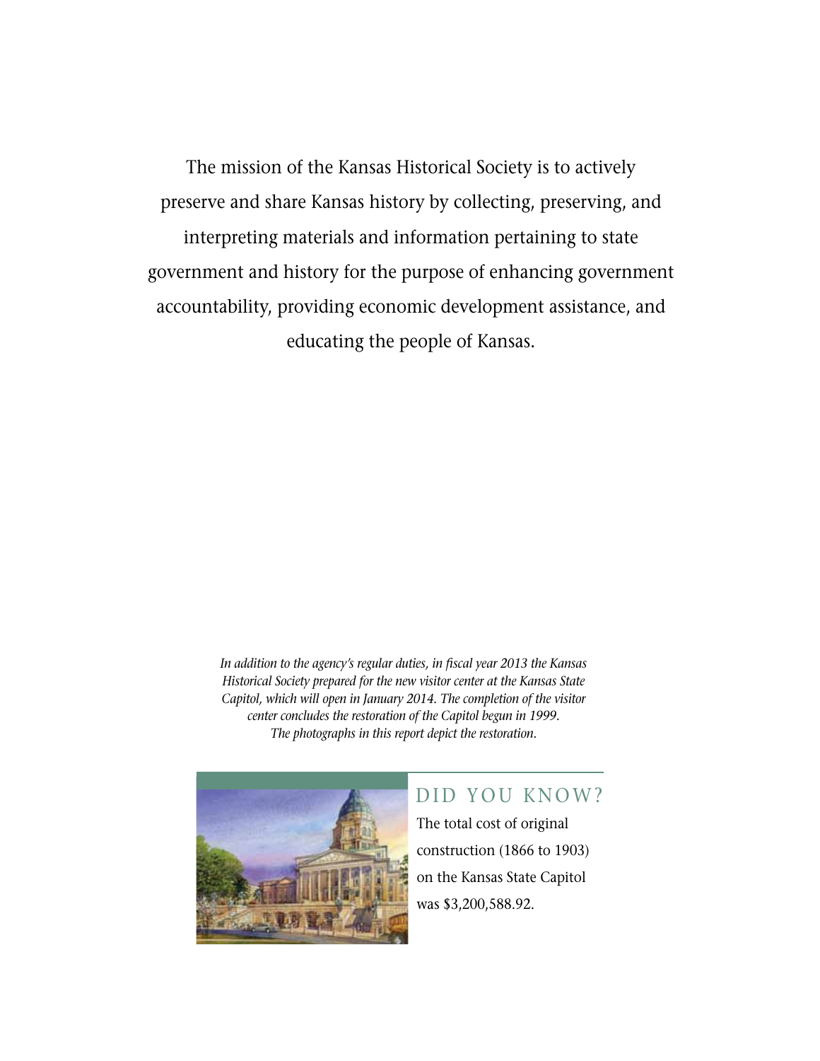The mission of the Kansas Historical Society is to actively preserve and share Kansas history by collecting, preserving, and interpreting materials and information pertaining to state government and history for the purpose of enhancing government accountability, providing economic development assistance, and educating the people of Kansas.

*In addition to the agency's regular duties, in fiscal year 2013 the Kansas Historical Society prepared for the new visitor center at the Kansas State Capitol, which will open in January 2014. The completion of the visitor center concludes the restoration of the Capitol begun in 1999. The photographs in this report depict the restoration.*

## DID YOU KNOW?

The total cost of original construction (1866 to 1903) on the Kansas State Capitol was $3,200,588.92.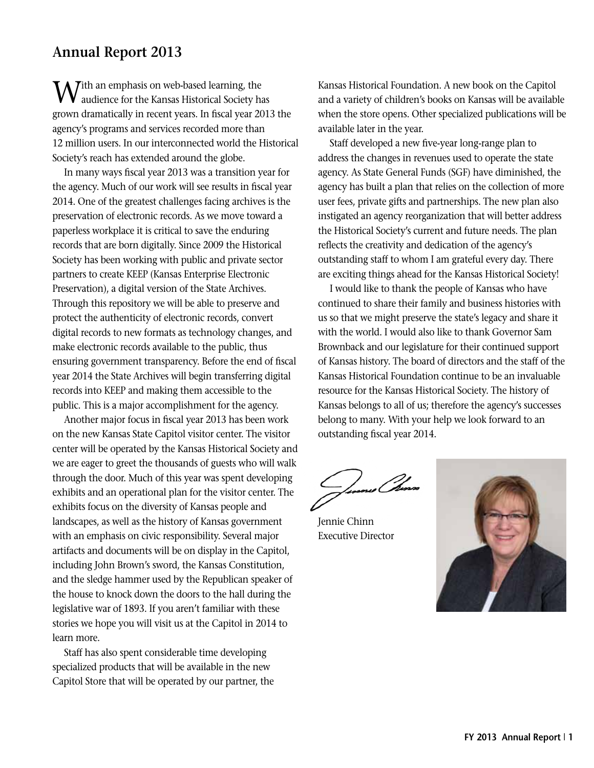## Annual Report 2013

With an emphasis on web-based learning, the audience for the Kansas Historical Society has grown dramatically in recent years. In fiscal year 2013 the agency's programs and services recorded more than 12 million users. In our interconnected world the Historical Society's reach has extended around the globe.

In many ways fiscal year 2013 was a transition year for the agency. Much of our work will see results in fiscal year 2014. One of the greatest challenges facing archives is the preservation of electronic records. As we move toward a paperless workplace it is critical to save the enduring records that are born digitally. Since 2009 the Historical Society has been working with public and private sector partners to create KEEP (Kansas Enterprise Electronic Preservation), a digital version of the State Archives. Through this repository we will be able to preserve and protect the authenticity of electronic records, convert digital records to new formats as technology changes, and make electronic records available to the public, thus ensuring government transparency. Before the end of fiscal year 2014 the State Archives will begin transferring digital records into KEEP and making them accessible to the public. This is a major accomplishment for the agency.

Another major focus in fiscal year 2013 has been work on the new Kansas State Capitol visitor center. The visitor center will be operated by the Kansas Historical Society and we are eager to greet the thousands of guests who will walk through the door. Much of this year was spent developing exhibits and an operational plan for the visitor center. The exhibits focus on the diversity of Kansas people and landscapes, as well as the history of Kansas government with an emphasis on civic responsibility. Several major artifacts and documents will be on display in the Capitol, including John Brown's sword, the Kansas Constitution, and the sledge hammer used by the Republican speaker of the house to knock down the doors to the hall during the legislative war of 1893. If you aren't familiar with these stories we hope you will visit us at the Capitol in 2014 to learn more.

Staff has also spent considerable time developing specialized products that will be available in the new Capitol Store that will be operated by our partner, the Kansas Historical Foundation. A new book on the Capitol and a variety of children's books on Kansas will be available when the store opens. Other specialized publications will be available later in the year.

Staff developed a new five-year long-range plan to address the changes in revenues used to operate the state agency. As State General Funds (SGF) have diminished, the agency has built a plan that relies on the collection of more user fees, private gifts and partnerships. The new plan also instigated an agency reorganization that will better address the Historical Society's current and future needs. The plan reflects the creativity and dedication of the agency's outstanding staff to whom I am grateful every day. There are exciting things ahead for the Kansas Historical Society!

I would like to thank the people of Kansas who have continued to share their family and business histories with us so that we might preserve the state's legacy and share it with the world. I would also like to thank Governor Sam Brownback and our legislature for their continued support of Kansas history. The board of directors and the staff of the Kansas Historical Foundation continue to be an invaluable resource for the Kansas Historical Society. The history of Kansas belongs to all of us; therefore the agency's successes belong to many. With your help we look forward to an outstanding fiscal year 2014.

Jennie Chinn
Executive Director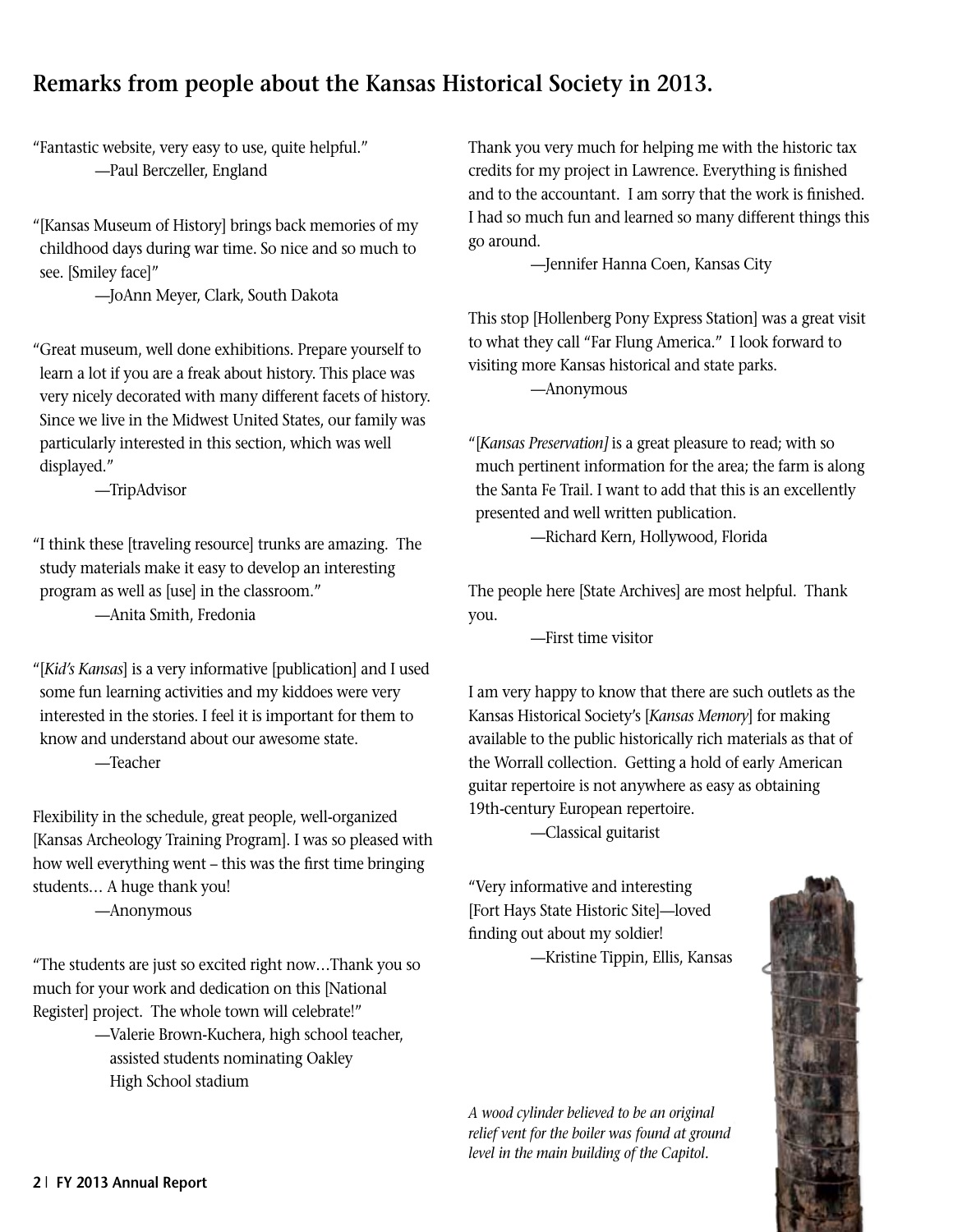## Remarks from people about the Kansas Historical Society in 2013.

"Fantastic website, very easy to use, quite helpful."
—Paul Berczeller, England

"[Kansas Museum of History] brings back memories of my childhood days during war time. So nice and so much to see. [Smiley face]"
—JoAnn Meyer, Clark, South Dakota

"Great museum, well done exhibitions. Prepare yourself to learn a lot if you are a freak about history. This place was very nicely decorated with many different facets of history. Since we live in the Midwest United States, our family was particularly interested in this section, which was well displayed."
—TripAdvisor

"I think these [traveling resource] trunks are amazing. The study materials make it easy to develop an interesting program as well as [use] in the classroom."
—Anita Smith, Fredonia

"[*Kid's Kansas*] is a very informative [publication] and I used some fun learning activities and my kiddoes were very interested in the stories. I feel it is important for them to know and understand about our awesome state.
—Teacher

Flexibility in the schedule, great people, well-organized [Kansas Archeology Training Program]. I was so pleased with how well everything went – this was the first time bringing students… A huge thank you!
—Anonymous

"The students are just so excited right now…Thank you so much for your work and dedication on this [National Register] project. The whole town will celebrate!"
—Valerie Brown-Kuchera, high school teacher, assisted students nominating Oakley High School stadium

Thank you very much for helping me with the historic tax credits for my project in Lawrence. Everything is finished and to the accountant. I am sorry that the work is finished. I had so much fun and learned so many different things this go around.
—Jennifer Hanna Coen, Kansas City

This stop [Hollenberg Pony Express Station] was a great visit to what they call "Far Flung America." I look forward to visiting more Kansas historical and state parks.
—Anonymous

"[*Kansas Preservation]* is a great pleasure to read; with so much pertinent information for the area; the farm is along the Santa Fe Trail. I want to add that this is an excellently presented and well written publication.
—Richard Kern, Hollywood, Florida

The people here [State Archives] are most helpful. Thank you.
—First time visitor

I am very happy to know that there are such outlets as the Kansas Historical Society's [*Kansas Memory*] for making available to the public historically rich materials as that of the Worrall collection. Getting a hold of early American guitar repertoire is not anywhere as easy as obtaining 19th-century European repertoire.
—Classical guitarist

"Very informative and interesting [Fort Hays State Historic Site]—loved finding out about my soldier!
—Kristine Tippin, Ellis, Kansas

*A wood cylinder believed to be an original relief vent for the boiler was found at ground level in the main building of the Capitol.*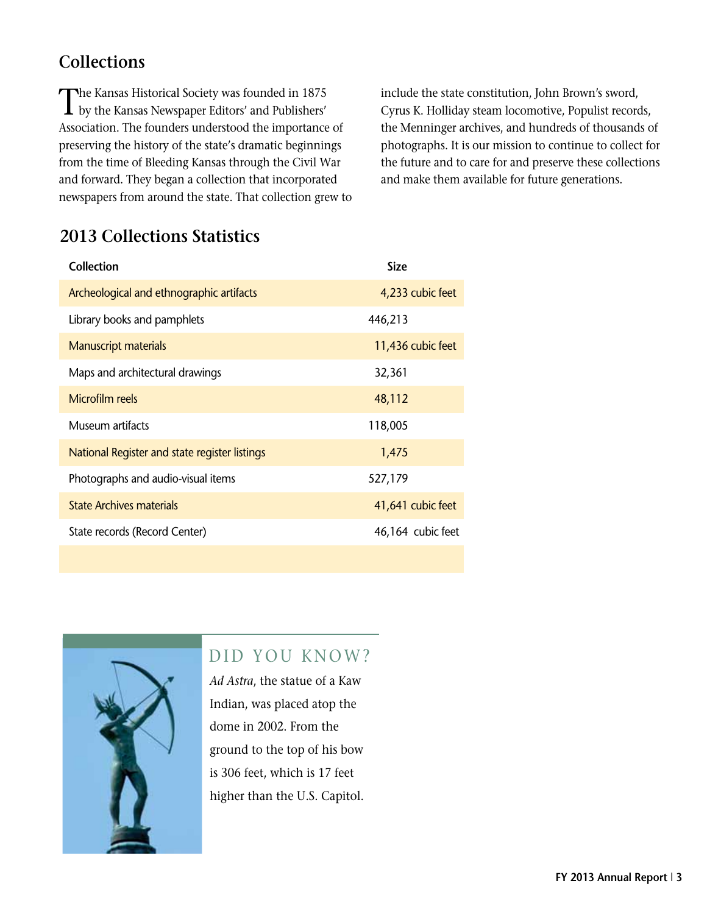## Collections

The Kansas Historical Society was founded in 1875 by the Kansas Newspaper Editors' and Publishers' Association. The founders understood the importance of preserving the history of the state's dramatic beginnings from the time of Bleeding Kansas through the Civil War and forward. They began a collection that incorporated newspapers from around the state. That collection grew to include the state constitution, John Brown's sword, Cyrus K. Holliday steam locomotive, Populist records, the Menninger archives, and hundreds of thousands of photographs. It is our mission to continue to collect for the future and to care for and preserve these collections and make them available for future generations.

## 2013 Collections Statistics

| Collection | Size |
|---|---|
| Archeological and ethnographic artifacts | 4,233 cubic feet |
| Library books and pamphlets | 446,213 |
| Manuscript materials | 11,436 cubic feet |
| Maps and architectural drawings | 32,361 |
| Microfilm reels | 48,112 |
| Museum artifacts | 118,005 |
| National Register and state register listings | 1,475 |
| Photographs and audio-visual items | 527,179 |
| State Archives materials | 41,641 cubic feet |
| State records (Record Center) | 46,164 cubic feet |

### DID YOU KNOW?

*Ad Astra*, the statue of a Kaw Indian, was placed atop the dome in 2002. From the ground to the top of his bow is 306 feet, which is 17 feet higher than the U.S. Capitol.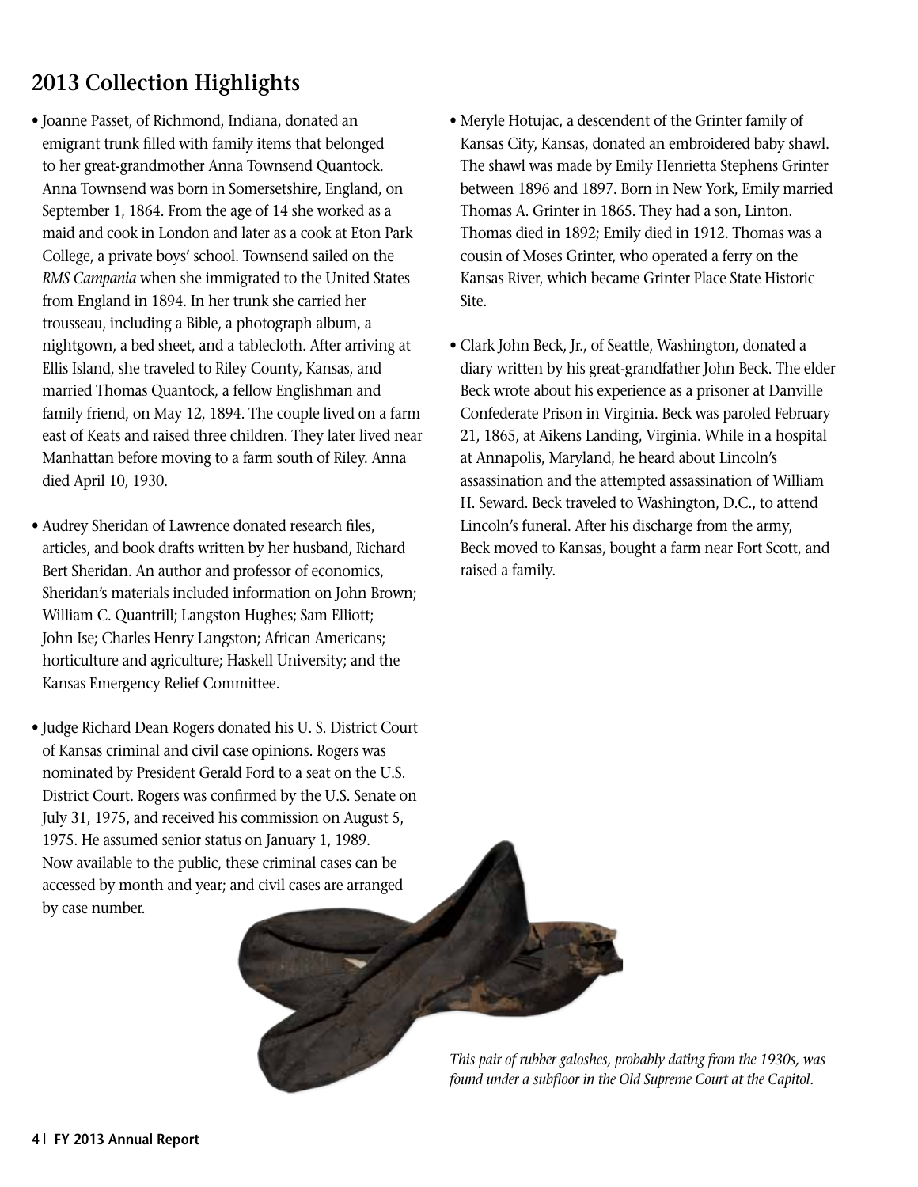## 2013 Collection Highlights

- Joanne Passet, of Richmond, Indiana, donated an emigrant trunk filled with family items that belonged to her great-grandmother Anna Townsend Quantock. Anna Townsend was born in Somersetshire, England, on September 1, 1864. From the age of 14 she worked as a maid and cook in London and later as a cook at Eton Park College, a private boys' school. Townsend sailed on the *RMS Campania* when she immigrated to the United States from England in 1894. In her trunk she carried her trousseau, including a Bible, a photograph album, a nightgown, a bed sheet, and a tablecloth. After arriving at Ellis Island, she traveled to Riley County, Kansas, and married Thomas Quantock, a fellow Englishman and family friend, on May 12, 1894. The couple lived on a farm east of Keats and raised three children. They later lived near Manhattan before moving to a farm south of Riley. Anna died April 10, 1930.

- Audrey Sheridan of Lawrence donated research files, articles, and book drafts written by her husband, Richard Bert Sheridan. An author and professor of economics, Sheridan's materials included information on John Brown; William C. Quantrill; Langston Hughes; Sam Elliott; John Ise; Charles Henry Langston; African Americans; horticulture and agriculture; Haskell University; and the Kansas Emergency Relief Committee.

- Judge Richard Dean Rogers donated his U. S. District Court of Kansas criminal and civil case opinions. Rogers was nominated by President Gerald Ford to a seat on the U.S. District Court. Rogers was confirmed by the U.S. Senate on July 31, 1975, and received his commission on August 5, 1975. He assumed senior status on January 1, 1989. Now available to the public, these criminal cases can be accessed by month and year; and civil cases are arranged by case number.

- Meryle Hotujac, a descendent of the Grinter family of Kansas City, Kansas, donated an embroidered baby shawl. The shawl was made by Emily Henrietta Stephens Grinter between 1896 and 1897. Born in New York, Emily married Thomas A. Grinter in 1865. They had a son, Linton. Thomas died in 1892; Emily died in 1912. Thomas was a cousin of Moses Grinter, who operated a ferry on the Kansas River, which became Grinter Place State Historic Site.

- Clark John Beck, Jr., of Seattle, Washington, donated a diary written by his great-grandfather John Beck. The elder Beck wrote about his experience as a prisoner at Danville Confederate Prison in Virginia. Beck was paroled February 21, 1865, at Aikens Landing, Virginia. While in a hospital at Annapolis, Maryland, he heard about Lincoln's assassination and the attempted assassination of William H. Seward. Beck traveled to Washington, D.C., to attend Lincoln's funeral. After his discharge from the army, Beck moved to Kansas, bought a farm near Fort Scott, and raised a family.

*This pair of rubber galoshes, probably dating from the 1930s, was found under a subfloor in the Old Supreme Court at the Capitol.*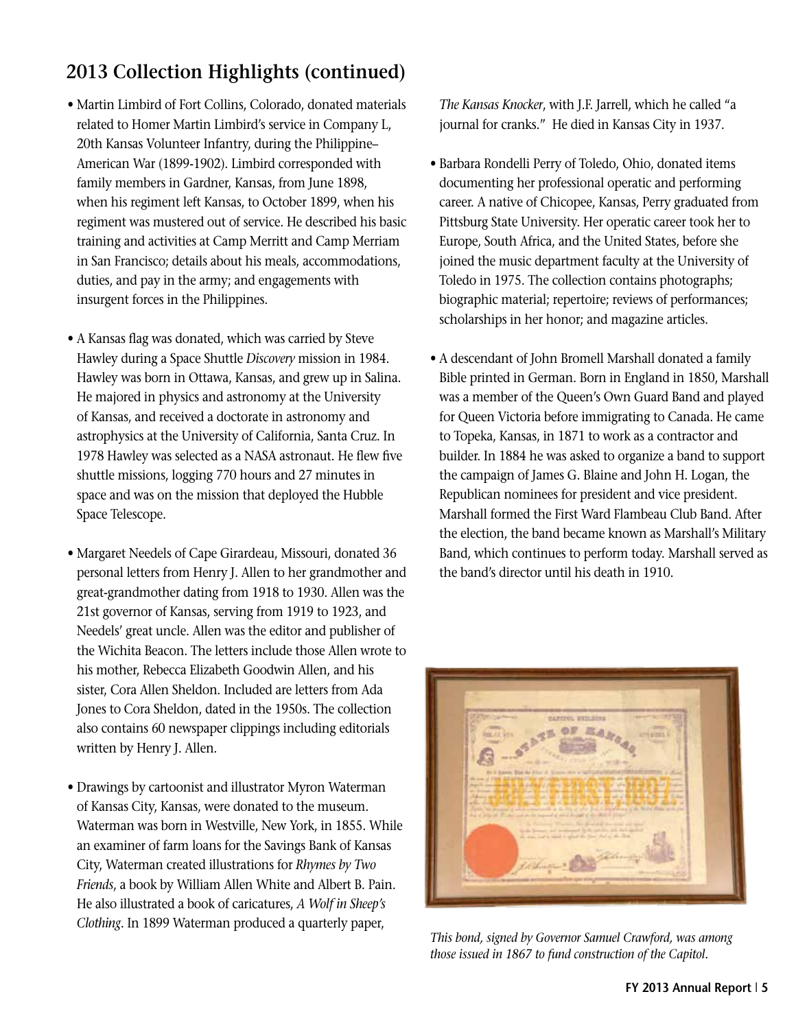## 2013 Collection Highlights (continued)

- Martin Limbird of Fort Collins, Colorado, donated materials related to Homer Martin Limbird's service in Company L, 20th Kansas Volunteer Infantry, during the Philippine–American War (1899-1902). Limbird corresponded with family members in Gardner, Kansas, from June 1898, when his regiment left Kansas, to October 1899, when his regiment was mustered out of service. He described his basic training and activities at Camp Merritt and Camp Merriam in San Francisco; details about his meals, accommodations, duties, and pay in the army; and engagements with insurgent forces in the Philippines.

- A Kansas flag was donated, which was carried by Steve Hawley during a Space Shuttle *Discovery* mission in 1984. Hawley was born in Ottawa, Kansas, and grew up in Salina. He majored in physics and astronomy at the University of Kansas, and received a doctorate in astronomy and astrophysics at the University of California, Santa Cruz. In 1978 Hawley was selected as a NASA astronaut. He flew five shuttle missions, logging 770 hours and 27 minutes in space and was on the mission that deployed the Hubble Space Telescope.

- Margaret Needels of Cape Girardeau, Missouri, donated 36 personal letters from Henry J. Allen to her grandmother and great-grandmother dating from 1918 to 1930. Allen was the 21st governor of Kansas, serving from 1919 to 1923, and Needels' great uncle. Allen was the editor and publisher of the Wichita Beacon. The letters include those Allen wrote to his mother, Rebecca Elizabeth Goodwin Allen, and his sister, Cora Allen Sheldon. Included are letters from Ada Jones to Cora Sheldon, dated in the 1950s. The collection also contains 60 newspaper clippings including editorials written by Henry J. Allen.

- Drawings by cartoonist and illustrator Myron Waterman of Kansas City, Kansas, were donated to the museum. Waterman was born in Westville, New York, in 1855. While an examiner of farm loans for the Savings Bank of Kansas City, Waterman created illustrations for *Rhymes by Two Friends*, a book by William Allen White and Albert B. Pain. He also illustrated a book of caricatures, *A Wolf in Sheep's Clothing*. In 1899 Waterman produced a quarterly paper, *The Kansas Knocker*, with J.F. Jarrell, which he called "a journal for cranks." He died in Kansas City in 1937.

- Barbara Rondelli Perry of Toledo, Ohio, donated items documenting her professional operatic and performing career. A native of Chicopee, Kansas, Perry graduated from Pittsburg State University. Her operatic career took her to Europe, South Africa, and the United States, before she joined the music department faculty at the University of Toledo in 1975. The collection contains photographs; biographic material; repertoire; reviews of performances; scholarships in her honor; and magazine articles.

- A descendant of John Bromell Marshall donated a family Bible printed in German. Born in England in 1850, Marshall was a member of the Queen's Own Guard Band and played for Queen Victoria before immigrating to Canada. He came to Topeka, Kansas, in 1871 to work as a contractor and builder. In 1884 he was asked to organize a band to support the campaign of James G. Blaine and John H. Logan, the Republican nominees for president and vice president. Marshall formed the First Ward Flambeau Club Band. After the election, the band became known as Marshall's Military Band, which continues to perform today. Marshall served as the band's director until his death in 1910.

*This bond, signed by Governor Samuel Crawford, was among those issued in 1867 to fund construction of the Capitol.*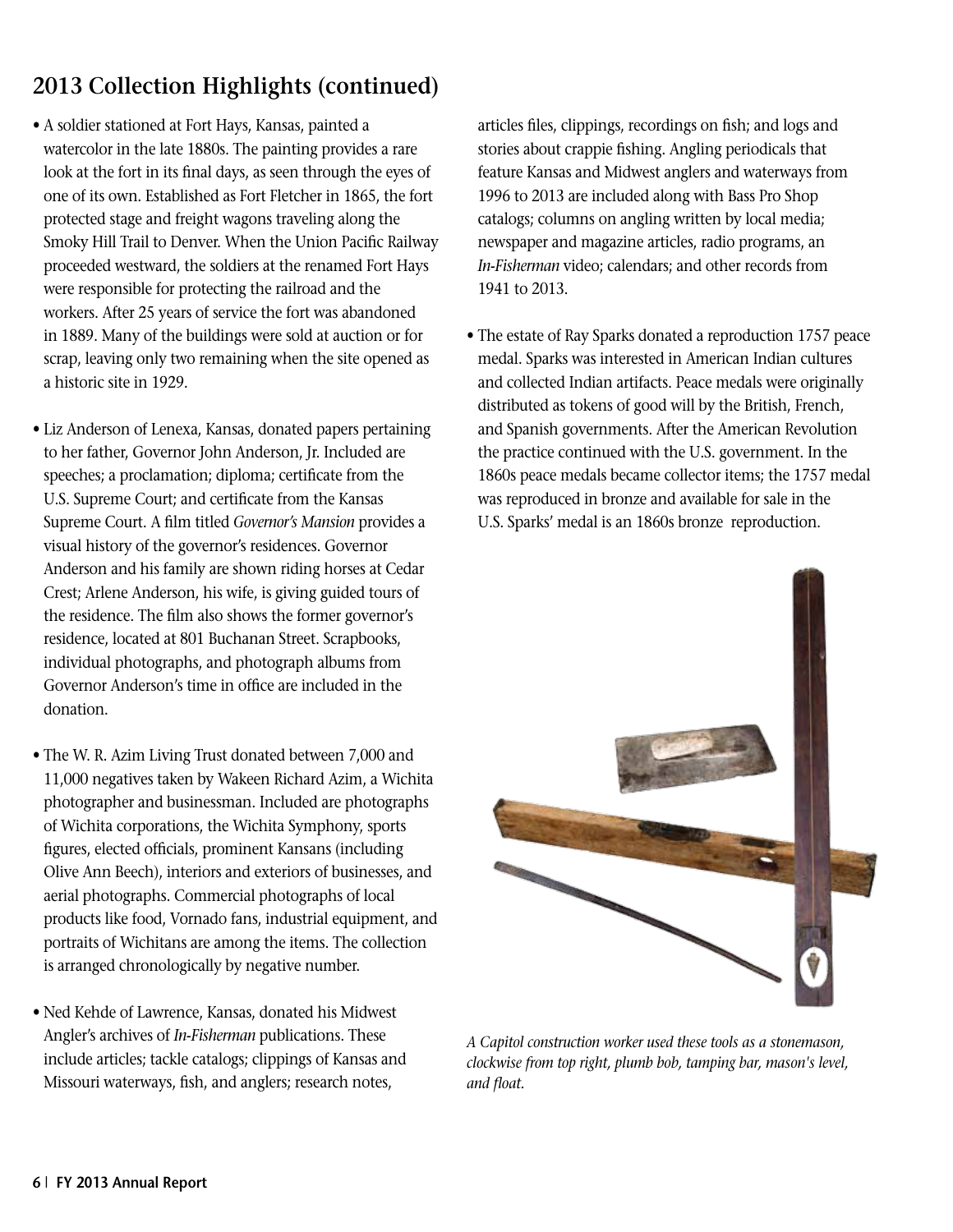## 2013 Collection Highlights (continued)

- A soldier stationed at Fort Hays, Kansas, painted a watercolor in the late 1880s. The painting provides a rare look at the fort in its final days, as seen through the eyes of one of its own. Established as Fort Fletcher in 1865, the fort protected stage and freight wagons traveling along the Smoky Hill Trail to Denver. When the Union Pacific Railway proceeded westward, the soldiers at the renamed Fort Hays were responsible for protecting the railroad and the workers. After 25 years of service the fort was abandoned in 1889. Many of the buildings were sold at auction or for scrap, leaving only two remaining when the site opened as a historic site in 1929.

- Liz Anderson of Lenexa, Kansas, donated papers pertaining to her father, Governor John Anderson, Jr. Included are speeches; a proclamation; diploma; certificate from the U.S. Supreme Court; and certificate from the Kansas Supreme Court. A film titled *Governor's Mansion* provides a visual history of the governor's residences. Governor Anderson and his family are shown riding horses at Cedar Crest; Arlene Anderson, his wife, is giving guided tours of the residence. The film also shows the former governor's residence, located at 801 Buchanan Street. Scrapbooks, individual photographs, and photograph albums from Governor Anderson's time in office are included in the donation.

- The W. R. Azim Living Trust donated between 7,000 and 11,000 negatives taken by Wakeen Richard Azim, a Wichita photographer and businessman. Included are photographs of Wichita corporations, the Wichita Symphony, sports figures, elected officials, prominent Kansans (including Olive Ann Beech), interiors and exteriors of businesses, and aerial photographs. Commercial photographs of local products like food, Vornado fans, industrial equipment, and portraits of Wichitans are among the items. The collection is arranged chronologically by negative number.

- Ned Kehde of Lawrence, Kansas, donated his Midwest Angler's archives of *In-Fisherman* publications. These include articles; tackle catalogs; clippings of Kansas and Missouri waterways, fish, and anglers; research notes, articles files, clippings, recordings on fish; and logs and stories about crappie fishing. Angling periodicals that feature Kansas and Midwest anglers and waterways from 1996 to 2013 are included along with Bass Pro Shop catalogs; columns on angling written by local media; newspaper and magazine articles, radio programs, an *In-Fisherman* video; calendars; and other records from 1941 to 2013.

- The estate of Ray Sparks donated a reproduction 1757 peace medal. Sparks was interested in American Indian cultures and collected Indian artifacts. Peace medals were originally distributed as tokens of good will by the British, French, and Spanish governments. After the American Revolution the practice continued with the U.S. government. In the 1860s peace medals became collector items; the 1757 medal was reproduced in bronze and available for sale in the U.S. Sparks' medal is an 1860s bronze reproduction.

*A Capitol construction worker used these tools as a stonemason, clockwise from top right, plumb bob, tamping bar, mason's level, and float.*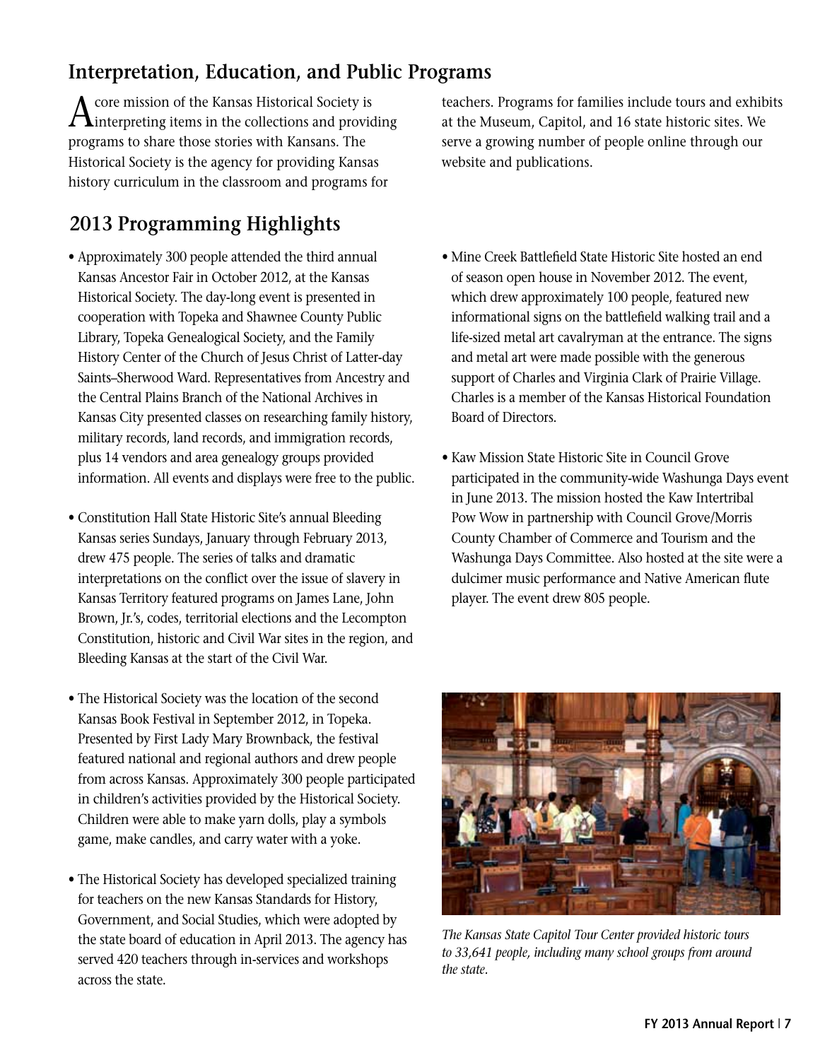## Interpretation, Education, and Public Programs

A core mission of the Kansas Historical Society is interpreting items in the collections and providing programs to share those stories with Kansans. The Historical Society is the agency for providing Kansas history curriculum in the classroom and programs for teachers. Programs for families include tours and exhibits at the Museum, Capitol, and 16 state historic sites. We serve a growing number of people online through our website and publications.

## 2013 Programming Highlights

- Approximately 300 people attended the third annual Kansas Ancestor Fair in October 2012, at the Kansas Historical Society. The day-long event is presented in cooperation with Topeka and Shawnee County Public Library, Topeka Genealogical Society, and the Family History Center of the Church of Jesus Christ of Latter-day Saints–Sherwood Ward. Representatives from Ancestry and the Central Plains Branch of the National Archives in Kansas City presented classes on researching family history, military records, land records, and immigration records, plus 14 vendors and area genealogy groups provided information. All events and displays were free to the public.

- Constitution Hall State Historic Site's annual Bleeding Kansas series Sundays, January through February 2013, drew 475 people. The series of talks and dramatic interpretations on the conflict over the issue of slavery in Kansas Territory featured programs on James Lane, John Brown, Jr.'s, codes, territorial elections and the Lecompton Constitution, historic and Civil War sites in the region, and Bleeding Kansas at the start of the Civil War.

- The Historical Society was the location of the second Kansas Book Festival in September 2012, in Topeka. Presented by First Lady Mary Brownback, the festival featured national and regional authors and drew people from across Kansas. Approximately 300 people participated in children's activities provided by the Historical Society. Children were able to make yarn dolls, play a symbols game, make candles, and carry water with a yoke.

- The Historical Society has developed specialized training for teachers on the new Kansas Standards for History, Government, and Social Studies, which were adopted by the state board of education in April 2013. The agency has served 420 teachers through in-services and workshops across the state.

- Mine Creek Battlefield State Historic Site hosted an end of season open house in November 2012. The event, which drew approximately 100 people, featured new informational signs on the battlefield walking trail and a life-sized metal art cavalryman at the entrance. The signs and metal art were made possible with the generous support of Charles and Virginia Clark of Prairie Village. Charles is a member of the Kansas Historical Foundation Board of Directors.

- Kaw Mission State Historic Site in Council Grove participated in the community-wide Washunga Days event in June 2013. The mission hosted the Kaw Intertribal Pow Wow in partnership with Council Grove/Morris County Chamber of Commerce and Tourism and the Washunga Days Committee. Also hosted at the site were a dulcimer music performance and Native American flute player. The event drew 805 people.

*The Kansas State Capitol Tour Center provided historic tours to 33,641 people, including many school groups from around the state.*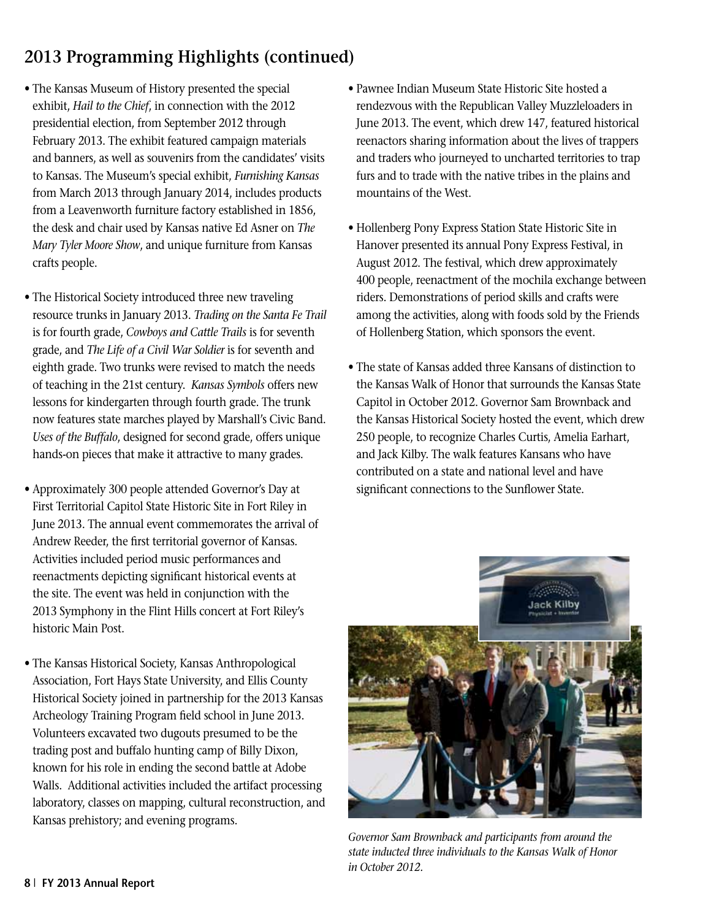## 2013 Programming Highlights (continued)

- The Kansas Museum of History presented the special exhibit, *Hail to the Chief*, in connection with the 2012 presidential election, from September 2012 through February 2013. The exhibit featured campaign materials and banners, as well as souvenirs from the candidates' visits to Kansas. The Museum's special exhibit, *Furnishing Kansas* from March 2013 through January 2014, includes products from a Leavenworth furniture factory established in 1856, the desk and chair used by Kansas native Ed Asner on *The Mary Tyler Moore Show*, and unique furniture from Kansas crafts people.

- The Historical Society introduced three new traveling resource trunks in January 2013. *Trading on the Santa Fe Trail* is for fourth grade, *Cowboys and Cattle Trails* is for seventh grade, and *The Life of a Civil War Soldier* is for seventh and eighth grade. Two trunks were revised to match the needs of teaching in the 21st century. *Kansas Symbols* offers new lessons for kindergarten through fourth grade. The trunk now features state marches played by Marshall's Civic Band. *Uses of the Buffalo*, designed for second grade, offers unique hands-on pieces that make it attractive to many grades.

- Approximately 300 people attended Governor's Day at First Territorial Capitol State Historic Site in Fort Riley in June 2013. The annual event commemorates the arrival of Andrew Reeder, the first territorial governor of Kansas. Activities included period music performances and reenactments depicting significant historical events at the site. The event was held in conjunction with the 2013 Symphony in the Flint Hills concert at Fort Riley's historic Main Post.

- The Kansas Historical Society, Kansas Anthropological Association, Fort Hays State University, and Ellis County Historical Society joined in partnership for the 2013 Kansas Archeology Training Program field school in June 2013. Volunteers excavated two dugouts presumed to be the trading post and buffalo hunting camp of Billy Dixon, known for his role in ending the second battle at Adobe Walls. Additional activities included the artifact processing laboratory, classes on mapping, cultural reconstruction, and Kansas prehistory; and evening programs.

- Pawnee Indian Museum State Historic Site hosted a rendezvous with the Republican Valley Muzzleloaders in June 2013. The event, which drew 147, featured historical reenactors sharing information about the lives of trappers and traders who journeyed to uncharted territories to trap furs and to trade with the native tribes in the plains and mountains of the West.

- Hollenberg Pony Express Station State Historic Site in Hanover presented its annual Pony Express Festival, in August 2012. The festival, which drew approximately 400 people, reenactment of the mochila exchange between riders. Demonstrations of period skills and crafts were among the activities, along with foods sold by the Friends of Hollenberg Station, which sponsors the event.

- The state of Kansas added three Kansans of distinction to the Kansas Walk of Honor that surrounds the Kansas State Capitol in October 2012. Governor Sam Brownback and the Kansas Historical Society hosted the event, which drew 250 people, to recognize Charles Curtis, Amelia Earhart, and Jack Kilby. The walk features Kansans who have contributed on a state and national level and have significant connections to the Sunflower State.

*Governor Sam Brownback and participants from around the state inducted three individuals to the Kansas Walk of Honor in October 2012.*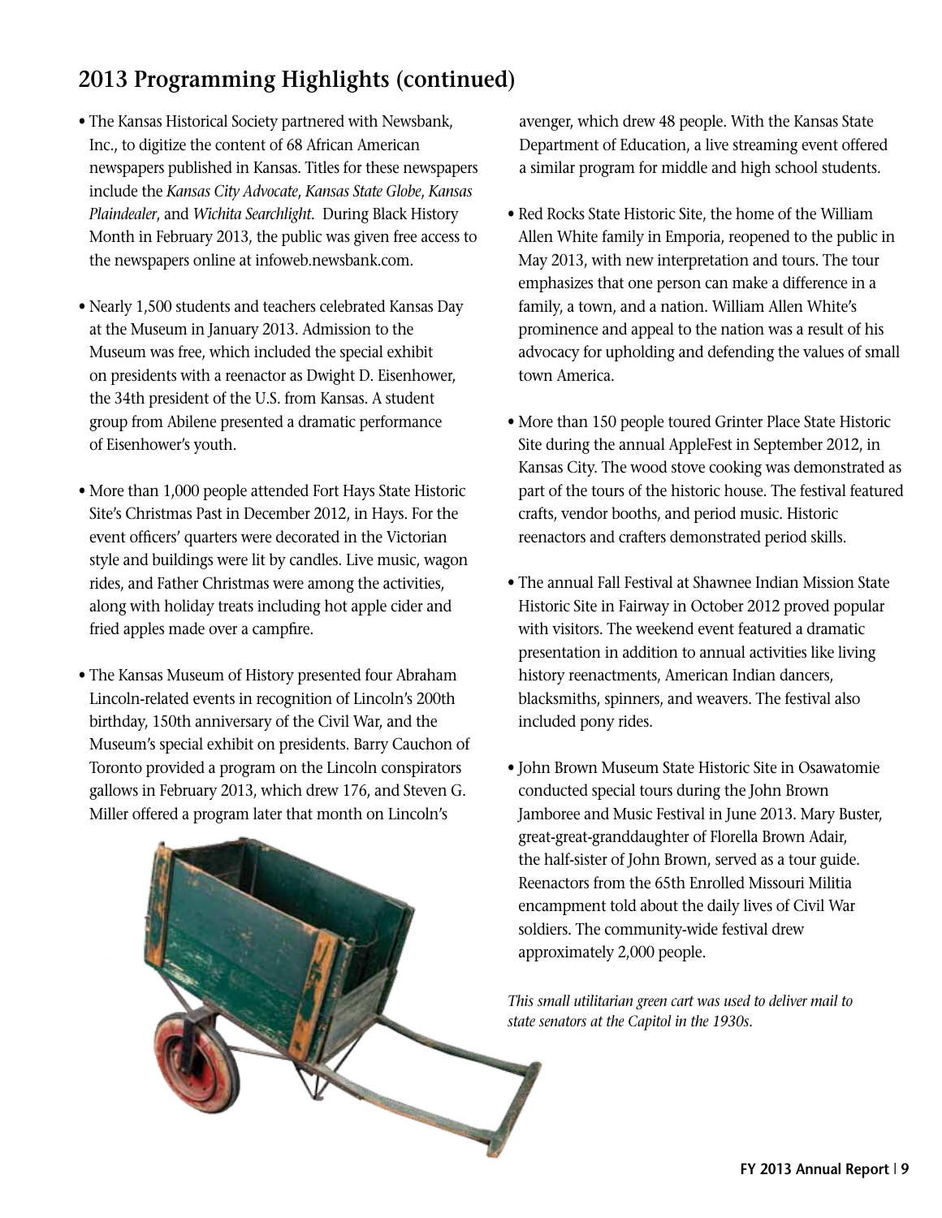## 2013 Programming Highlights (continued)

- The Kansas Historical Society partnered with Newsbank, Inc., to digitize the content of 68 African American newspapers published in Kansas. Titles for these newspapers include the *Kansas City Advocate*, *Kansas State Globe*, *Kansas Plaindealer*, and *Wichita Searchlight*. During Black History Month in February 2013, the public was given free access to the newspapers online at infoweb.newsbank.com.

- Nearly 1,500 students and teachers celebrated Kansas Day at the Museum in January 2013. Admission to the Museum was free, which included the special exhibit on presidents with a reenactor as Dwight D. Eisenhower, the 34th president of the U.S. from Kansas. A student group from Abilene presented a dramatic performance of Eisenhower's youth.

- More than 1,000 people attended Fort Hays State Historic Site's Christmas Past in December 2012, in Hays. For the event officers' quarters were decorated in the Victorian style and buildings were lit by candles. Live music, wagon rides, and Father Christmas were among the activities, along with holiday treats including hot apple cider and fried apples made over a campfire.

- The Kansas Museum of History presented four Abraham Lincoln-related events in recognition of Lincoln's 200th birthday, 150th anniversary of the Civil War, and the Museum's special exhibit on presidents. Barry Cauchon of Toronto provided a program on the Lincoln conspirators gallows in February 2013, which drew 176, and Steven G. Miller offered a program later that month on Lincoln's avenger, which drew 48 people. With the Kansas State Department of Education, a live streaming event offered a similar program for middle and high school students.

- Red Rocks State Historic Site, the home of the William Allen White family in Emporia, reopened to the public in May 2013, with new interpretation and tours. The tour emphasizes that one person can make a difference in a family, a town, and a nation. William Allen White's prominence and appeal to the nation was a result of his advocacy for upholding and defending the values of small town America.

- More than 150 people toured Grinter Place State Historic Site during the annual AppleFest in September 2012, in Kansas City. The wood stove cooking was demonstrated as part of the tours of the historic house. The festival featured crafts, vendor booths, and period music. Historic reenactors and crafters demonstrated period skills.

- The annual Fall Festival at Shawnee Indian Mission State Historic Site in Fairway in October 2012 proved popular with visitors. The weekend event featured a dramatic presentation in addition to annual activities like living history reenactments, American Indian dancers, blacksmiths, spinners, and weavers. The festival also included pony rides.

- John Brown Museum State Historic Site in Osawatomie conducted special tours during the John Brown Jamboree and Music Festival in June 2013. Mary Buster, great-great-granddaughter of Florella Brown Adair, the half-sister of John Brown, served as a tour guide. Reenactors from the 65th Enrolled Missouri Militia encampment told about the daily lives of Civil War soldiers. The community-wide festival drew approximately 2,000 people.

*This small utilitarian green cart was used to deliver mail to state senators at the Capitol in the 1930s.*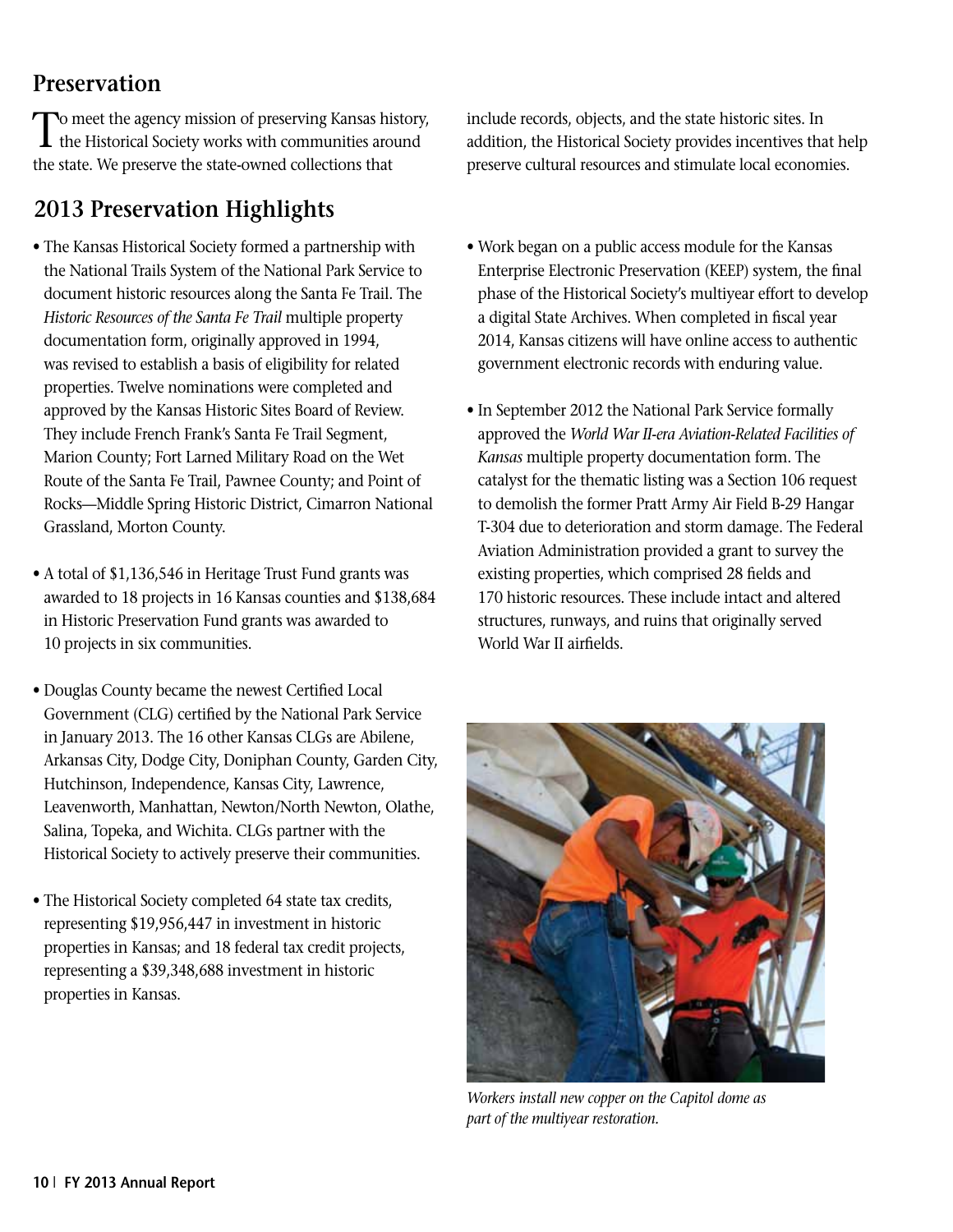## Preservation

To meet the agency mission of preserving Kansas history, the Historical Society works with communities around the state. We preserve the state-owned collections that include records, objects, and the state historic sites. In addition, the Historical Society provides incentives that help preserve cultural resources and stimulate local economies.

## 2013 Preservation Highlights

- The Kansas Historical Society formed a partnership with the National Trails System of the National Park Service to document historic resources along the Santa Fe Trail. The *Historic Resources of the Santa Fe Trail* multiple property documentation form, originally approved in 1994, was revised to establish a basis of eligibility for related properties. Twelve nominations were completed and approved by the Kansas Historic Sites Board of Review. They include French Frank's Santa Fe Trail Segment, Marion County; Fort Larned Military Road on the Wet Route of the Santa Fe Trail, Pawnee County; and Point of Rocks—Middle Spring Historic District, Cimarron National Grassland, Morton County.

- A total of $1,136,546 in Heritage Trust Fund grants was awarded to 18 projects in 16 Kansas counties and $138,684 in Historic Preservation Fund grants was awarded to 10 projects in six communities.

- Douglas County became the newest Certified Local Government (CLG) certified by the National Park Service in January 2013. The 16 other Kansas CLGs are Abilene, Arkansas City, Dodge City, Doniphan County, Garden City, Hutchinson, Independence, Kansas City, Lawrence, Leavenworth, Manhattan, Newton/North Newton, Olathe, Salina, Topeka, and Wichita. CLGs partner with the Historical Society to actively preserve their communities.

- The Historical Society completed 64 state tax credits, representing $19,956,447 in investment in historic properties in Kansas; and 18 federal tax credit projects, representing a $39,348,688 investment in historic properties in Kansas.

- Work began on a public access module for the Kansas Enterprise Electronic Preservation (KEEP) system, the final phase of the Historical Society's multiyear effort to develop a digital State Archives. When completed in fiscal year 2014, Kansas citizens will have online access to authentic government electronic records with enduring value.

- In September 2012 the National Park Service formally approved the *World War II-era Aviation-Related Facilities of Kansas* multiple property documentation form. The catalyst for the thematic listing was a Section 106 request to demolish the former Pratt Army Air Field B-29 Hangar T-304 due to deterioration and storm damage. The Federal Aviation Administration provided a grant to survey the existing properties, which comprised 28 fields and 170 historic resources. These include intact and altered structures, runways, and ruins that originally served World War II airfields.

*Workers install new copper on the Capitol dome as part of the multiyear restoration.*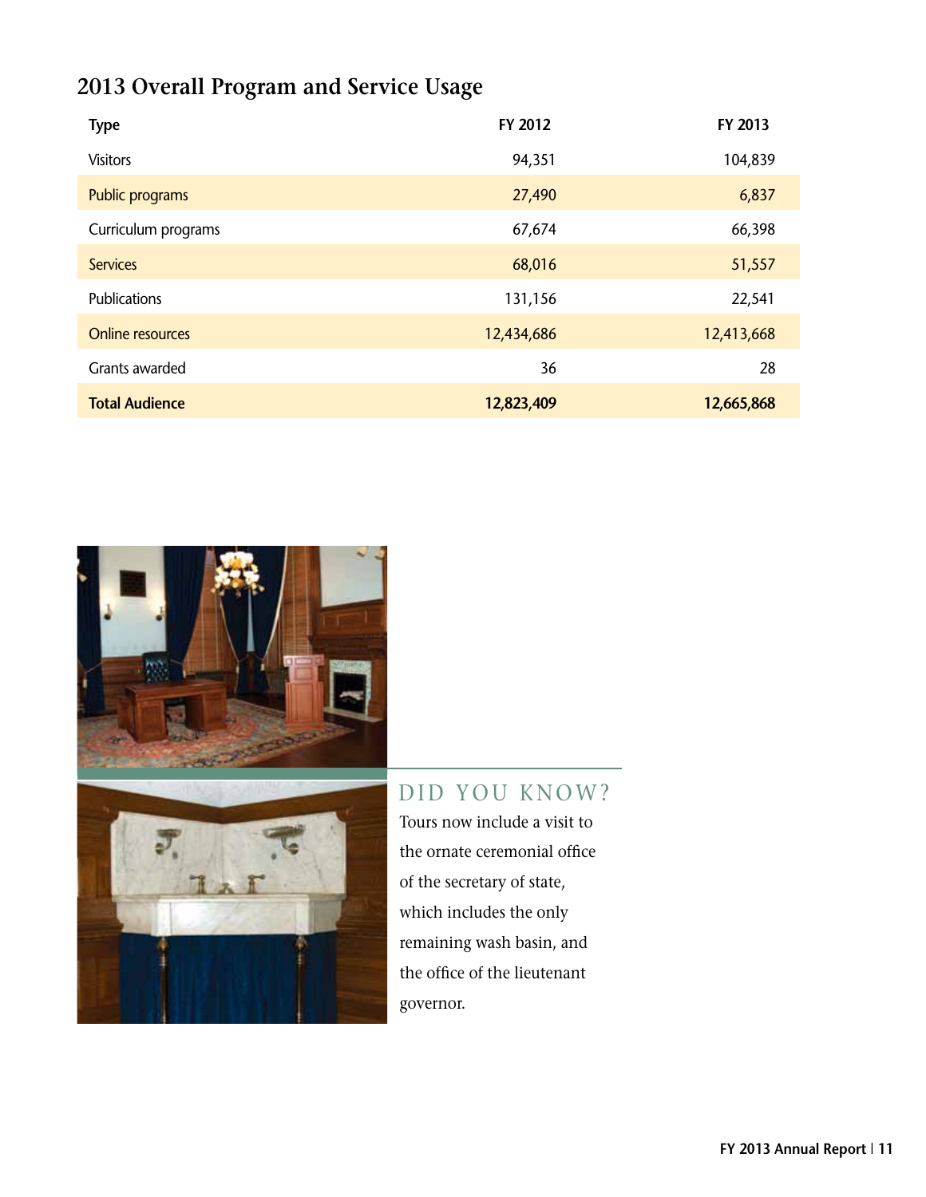## 2013 Overall Program and Service Usage

| Type | FY 2012 | FY 2013 |
|---|---|---|
| Visitors | 94,351 | 104,839 |
| Public programs | 27,490 | 6,837 |
| Curriculum programs | 67,674 | 66,398 |
| Services | 68,016 | 51,557 |
| Publications | 131,156 | 22,541 |
| Online resources | 12,434,686 | 12,413,668 |
| Grants awarded | 36 | 28 |
| **Total Audience** | **12,823,409** | **12,665,868** |

### DID YOU KNOW?

Tours now include a visit to the ornate ceremonial office of the secretary of state, which includes the only remaining wash basin, and the office of the lieutenant governor.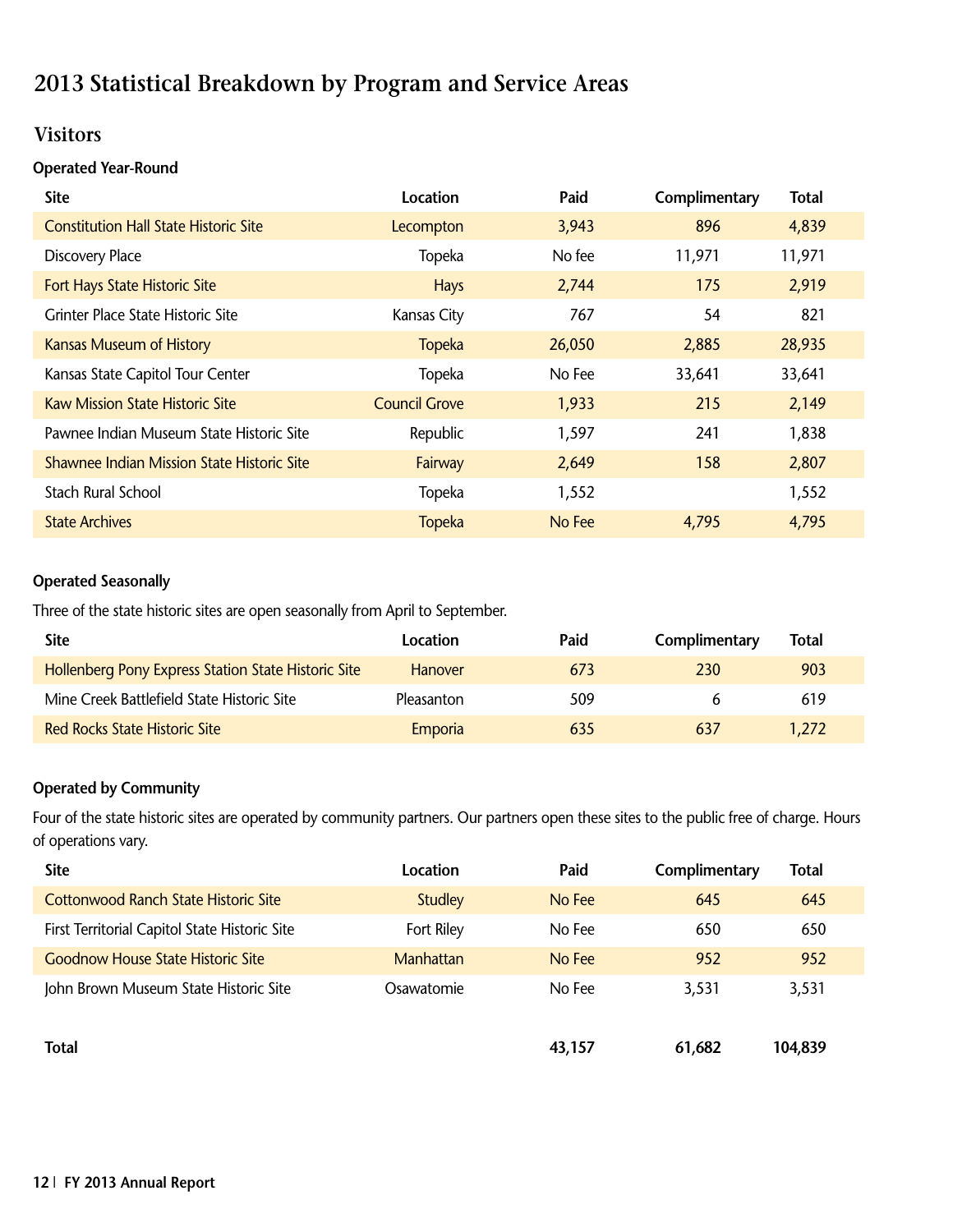# 2013 Statistical Breakdown by Program and Service Areas

## Visitors

### Operated Year-Round

| Site | Location | Paid | Complimentary | Total |
|---|---|---|---|---|
| Constitution Hall State Historic Site | Lecompton | 3,943 | 896 | 4,839 |
| Discovery Place | Topeka | No fee | 11,971 | 11,971 |
| Fort Hays State Historic Site | Hays | 2,744 | 175 | 2,919 |
| Grinter Place State Historic Site | Kansas City | 767 | 54 | 821 |
| Kansas Museum of History | Topeka | 26,050 | 2,885 | 28,935 |
| Kansas State Capitol Tour Center | Topeka | No Fee | 33,641 | 33,641 |
| Kaw Mission State Historic Site | Council Grove | 1,933 | 215 | 2,149 |
| Pawnee Indian Museum State Historic Site | Republic | 1,597 | 241 | 1,838 |
| Shawnee Indian Mission State Historic Site | Fairway | 2,649 | 158 | 2,807 |
| Stach Rural School | Topeka | 1,552 | | 1,552 |
| State Archives | Topeka | No Fee | 4,795 | 4,795 |

### Operated Seasonally

Three of the state historic sites are open seasonally from April to September.

| Site | Location | Paid | Complimentary | Total |
|---|---|---|---|---|
| Hollenberg Pony Express Station State Historic Site | Hanover | 673 | 230 | 903 |
| Mine Creek Battlefield State Historic Site | Pleasanton | 509 | 6 | 619 |
| Red Rocks State Historic Site | Emporia | 635 | 637 | 1,272 |

### Operated by Community

Four of the state historic sites are operated by community partners. Our partners open these sites to the public free of charge. Hours of operations vary.

| Site | Location | Paid | Complimentary | Total |
|---|---|---|---|---|
| Cottonwood Ranch State Historic Site | Studley | No Fee | 645 | 645 |
| First Territorial Capitol State Historic Site | Fort Riley | No Fee | 650 | 650 |
| Goodnow House State Historic Site | Manhattan | No Fee | 952 | 952 |
| John Brown Museum State Historic Site | Osawatomie | No Fee | 3,531 | 3,531 |
| **Total** | | **43,157** | **61,682** | **104,839** |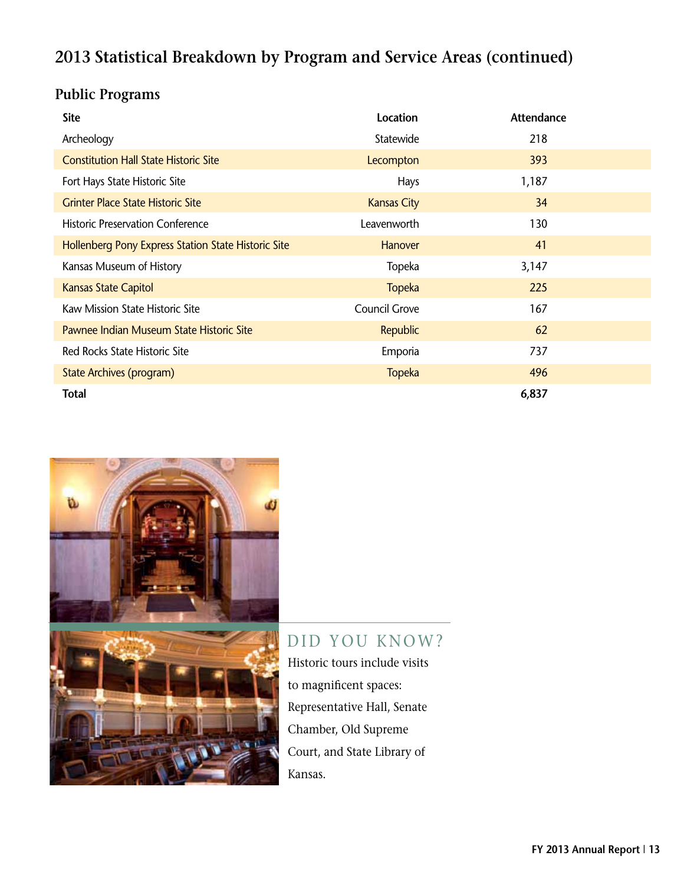# 2013 Statistical Breakdown by Program and Service Areas (continued)

## Public Programs

| Site | Location | Attendance |
|---|---|---|
| Archeology | Statewide | 218 |
| Constitution Hall State Historic Site | Lecompton | 393 |
| Fort Hays State Historic Site | Hays | 1,187 |
| Grinter Place State Historic Site | Kansas City | 34 |
| Historic Preservation Conference | Leavenworth | 130 |
| Hollenberg Pony Express Station State Historic Site | Hanover | 41 |
| Kansas Museum of History | Topeka | 3,147 |
| Kansas State Capitol | Topeka | 225 |
| Kaw Mission State Historic Site | Council Grove | 167 |
| Pawnee Indian Museum State Historic Site | Republic | 62 |
| Red Rocks State Historic Site | Emporia | 737 |
| State Archives (program) | Topeka | 496 |
| **Total** | | **6,837** |

### DID YOU KNOW?

Historic tours include visits to magnificent spaces: Representative Hall, Senate Chamber, Old Supreme Court, and State Library of Kansas.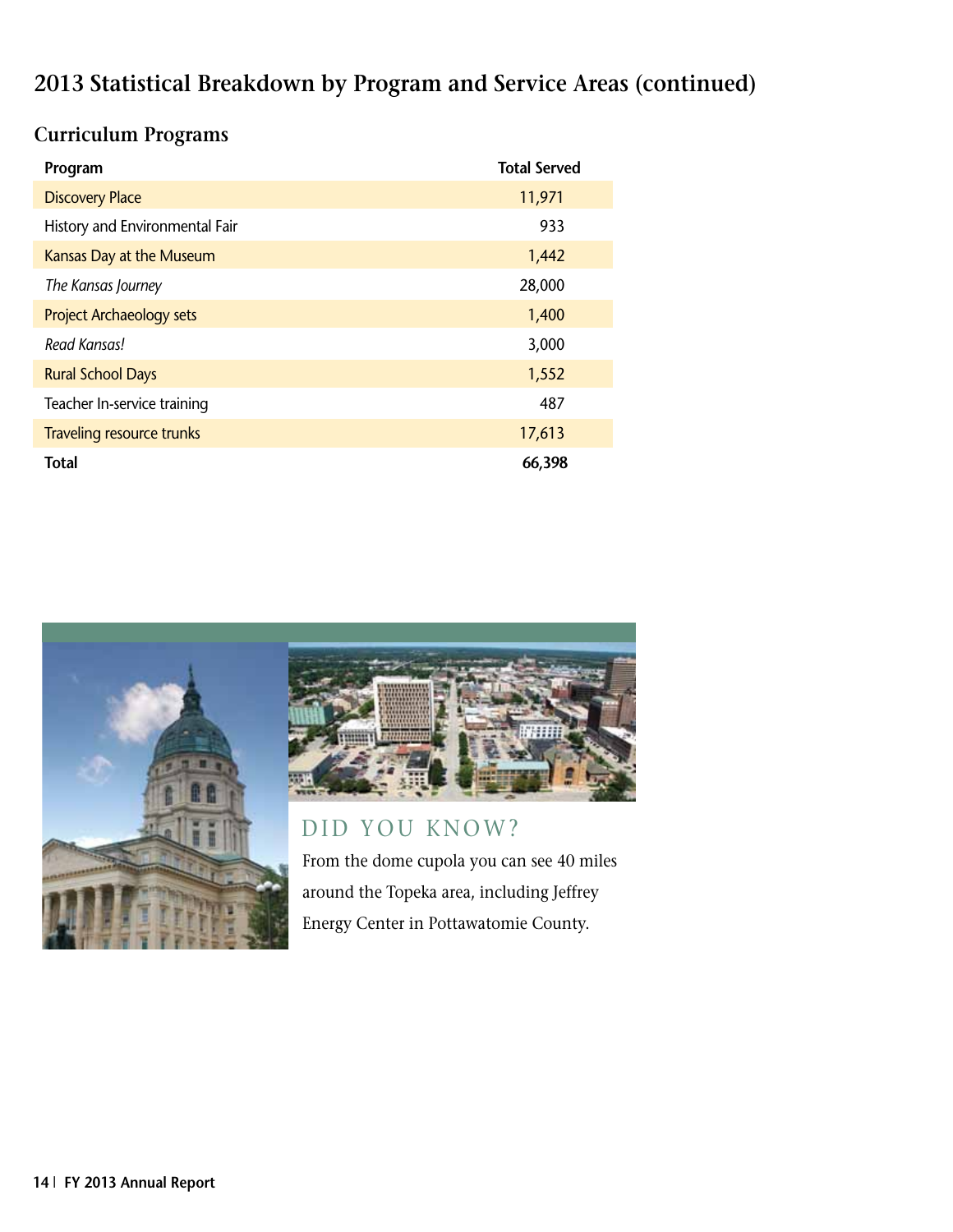## 2013 Statistical Breakdown by Program and Service Areas (continued)

### Curriculum Programs

| Program | Total Served |
|---|---|
| Discovery Place | 11,971 |
| History and Environmental Fair | 933 |
| Kansas Day at the Museum | 1,442 |
| *The Kansas Journey* | 28,000 |
| Project Archaeology sets | 1,400 |
| *Read Kansas!* | 3,000 |
| Rural School Days | 1,552 |
| Teacher In-service training | 487 |
| Traveling resource trunks | 17,613 |
| **Total** | **66,398** |

DID YOU KNOW?

From the dome cupola you can see 40 miles around the Topeka area, including Jeffrey Energy Center in Pottawatomie County.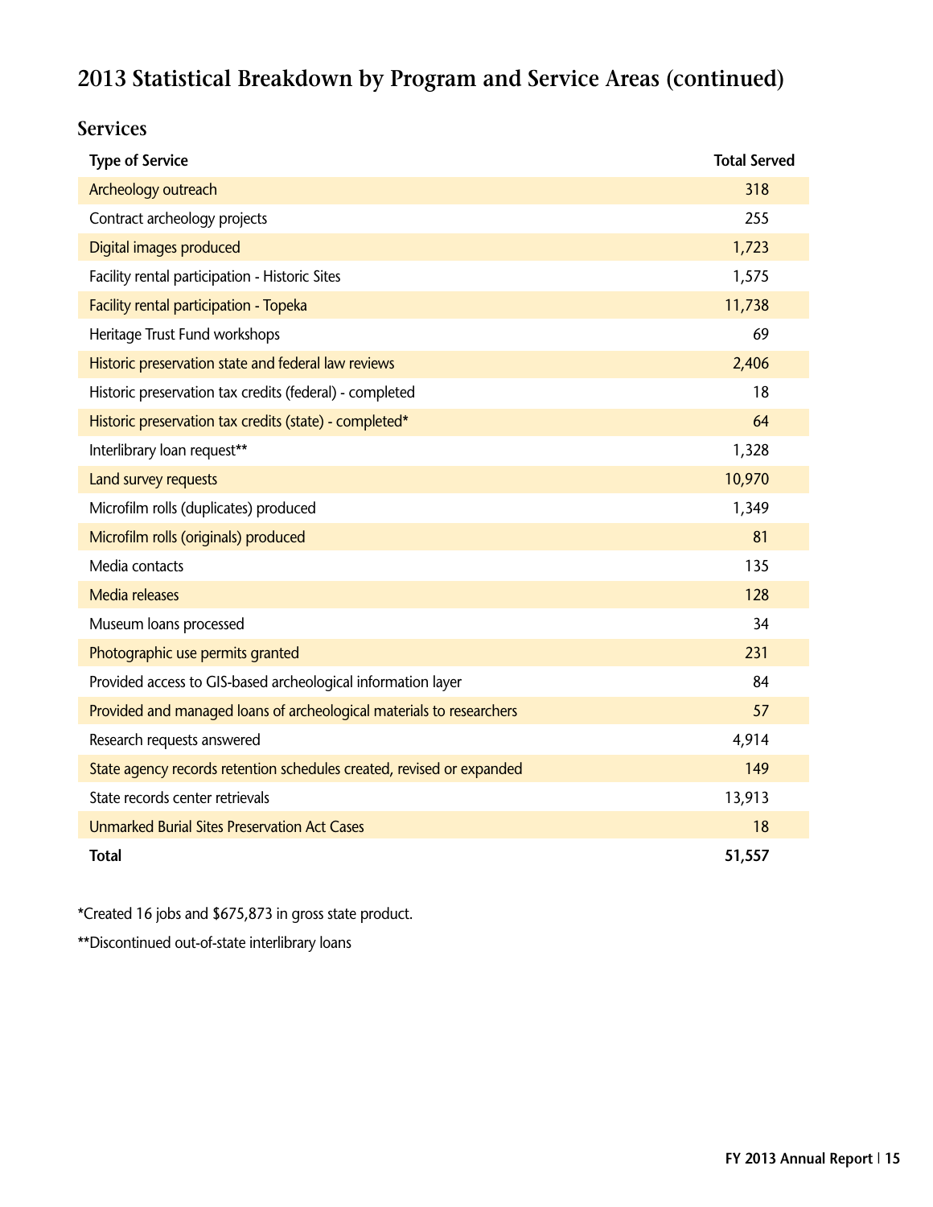## 2013 Statistical Breakdown by Program and Service Areas (continued)

### Services

| Type of Service | Total Served |
| --- | --- |
| Archeology outreach | 318 |
| Contract archeology projects | 255 |
| Digital images produced | 1,723 |
| Facility rental participation - Historic Sites | 1,575 |
| Facility rental participation - Topeka | 11,738 |
| Heritage Trust Fund workshops | 69 |
| Historic preservation state and federal law reviews | 2,406 |
| Historic preservation tax credits (federal) - completed | 18 |
| Historic preservation tax credits (state) - completed* | 64 |
| Interlibrary loan request** | 1,328 |
| Land survey requests | 10,970 |
| Microfilm rolls (duplicates) produced | 1,349 |
| Microfilm rolls (originals) produced | 81 |
| Media contacts | 135 |
| Media releases | 128 |
| Museum loans processed | 34 |
| Photographic use permits granted | 231 |
| Provided access to GIS-based archeological information layer | 84 |
| Provided and managed loans of archeological materials to researchers | 57 |
| Research requests answered | 4,914 |
| State agency records retention schedules created, revised or expanded | 149 |
| State records center retrievals | 13,913 |
| Unmarked Burial Sites Preservation Act Cases | 18 |
| **Total** | **51,557** |

*Created 16 jobs and $675,873 in gross state product.

**Discontinued out-of-state interlibrary loans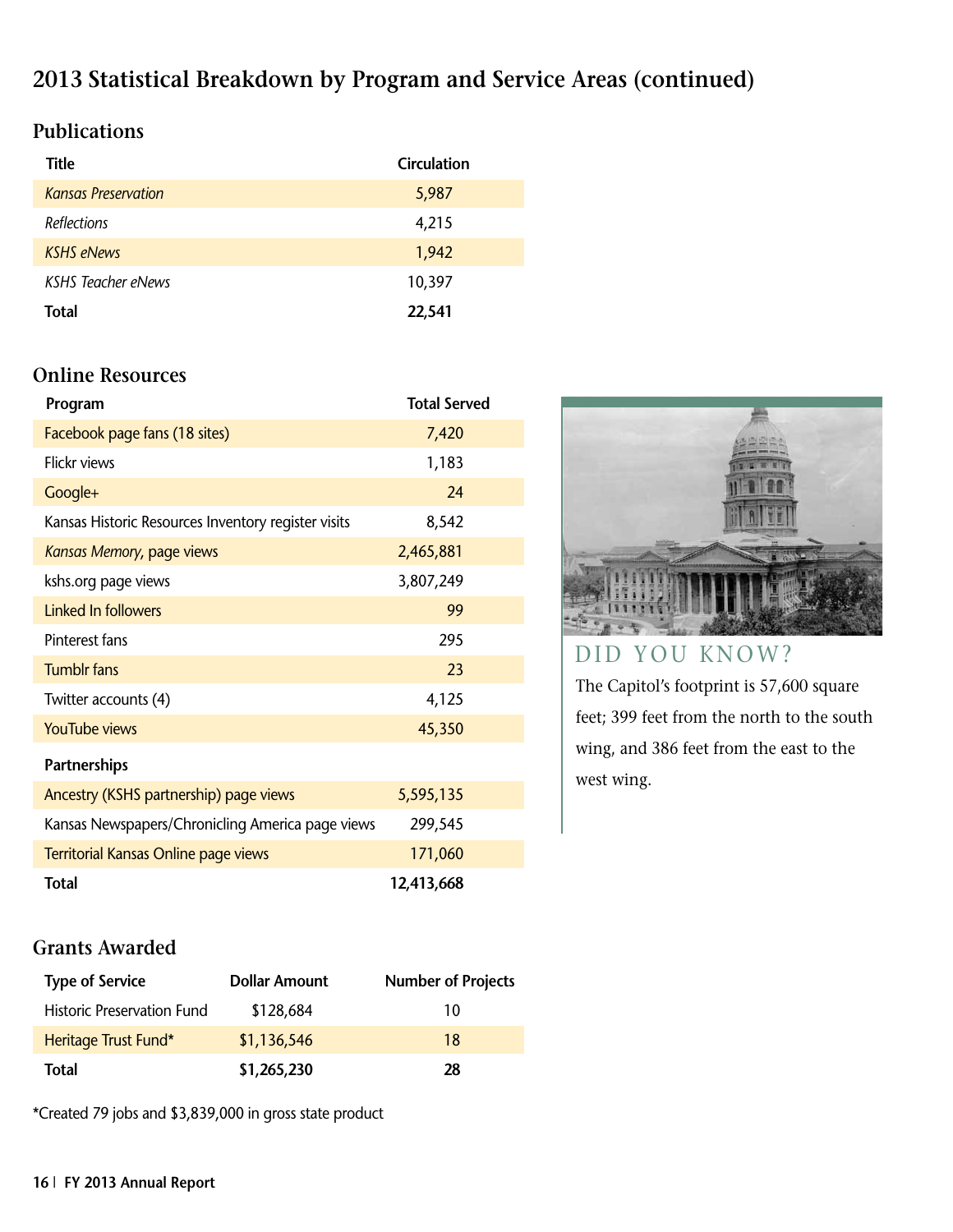# 2013 Statistical Breakdown by Program and Service Areas (continued)

## Publications

| Title | Circulation |
|---|---|
| *Kansas Preservation* | 5,987 |
| *Reflections* | 4,215 |
| *KSHS eNews* | 1,942 |
| *KSHS Teacher eNews* | 10,397 |
| **Total** | **22,541** |

## Online Resources

| Program | Total Served |
|---|---|
| Facebook page fans (18 sites) | 7,420 |
| Flickr views | 1,183 |
| Google+ | 24 |
| Kansas Historic Resources Inventory register visits | 8,542 |
| *Kansas Memory*, page views | 2,465,881 |
| kshs.org page views | 3,807,249 |
| Linked In followers | 99 |
| Pinterest fans | 295 |
| Tumblr fans | 23 |
| Twitter accounts (4) | 4,125 |
| YouTube views | 45,350 |
| **Partnerships** | |
| Ancestry (KSHS partnership) page views | 5,595,135 |
| Kansas Newspapers/Chronicling America page views | 299,545 |
| Territorial Kansas Online page views | 171,060 |
| **Total** | **12,413,668** |

### DID YOU KNOW?

The Capitol's footprint is 57,600 square feet; 399 feet from the north to the south wing, and 386 feet from the east to the west wing.

## Grants Awarded

| Type of Service | Dollar Amount | Number of Projects |
|---|---|---|
| Historic Preservation Fund | $128,684 | 10 |
| Heritage Trust Fund* | $1,136,546 | 18 |
| **Total** | **$1,265,230** | **28** |

*Created 79 jobs and $3,839,000 in gross state product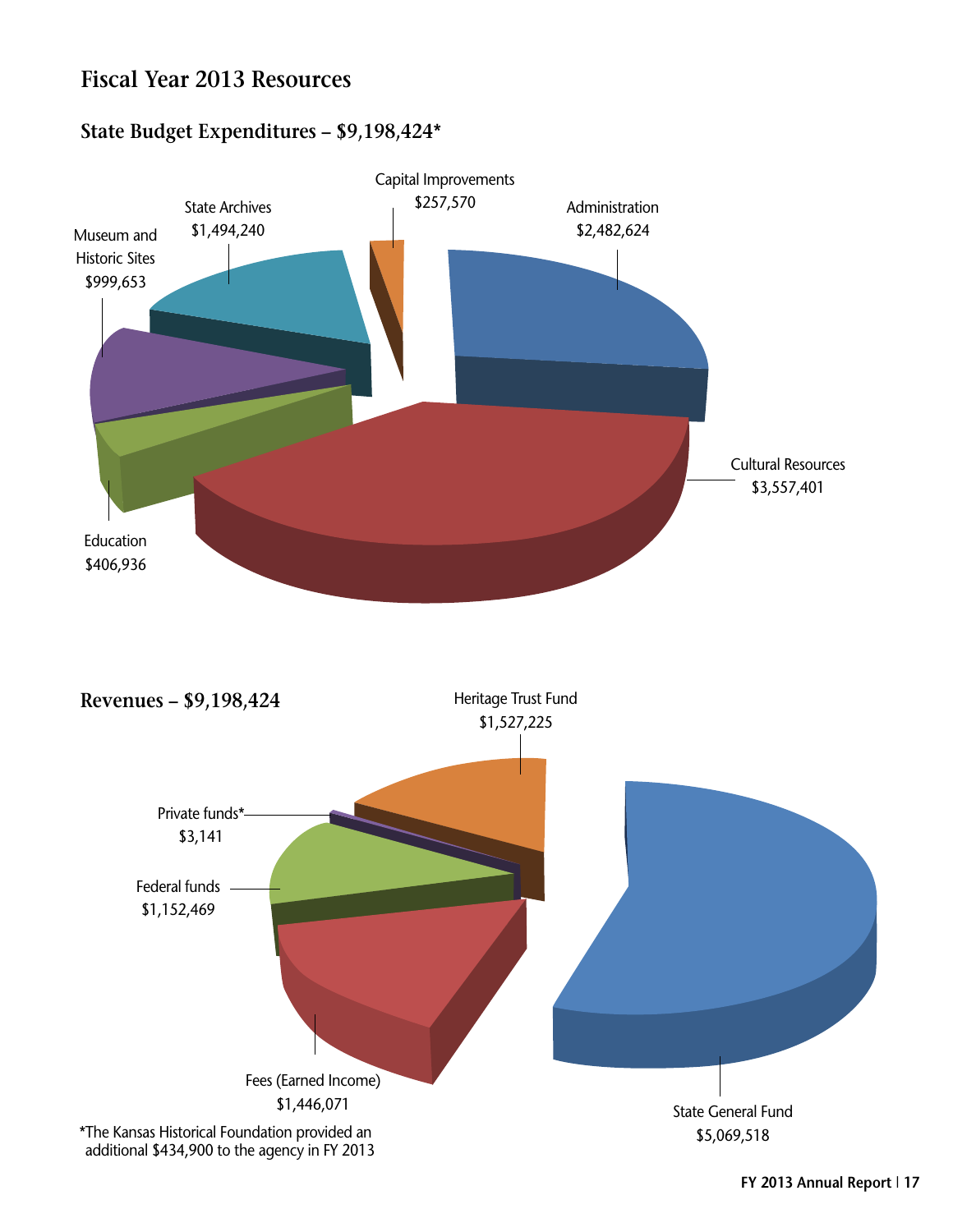## Fiscal Year 2013 Resources

### State Budget Expenditures – $9,198,424*

| Category | Amount |
|---|---|
| Capital Improvements | $257,570 |
| Administration | $2,482,624 |
| Cultural Resources | $3,557,401 |
| Education | $406,936 |
| Museum and Historic Sites | $999,653 |
| State Archives | $1,494,240 |

### Revenues – $9,198,424

| Source | Amount |
|---|---|
| Heritage Trust Fund | $1,527,225 |
| State General Fund | $5,069,518 |
| Fees (Earned Income) | $1,446,071 |
| Federal funds | $1,152,469 |
| Private funds* | $3,141 |

*The Kansas Historical Foundation provided an additional $434,900 to the agency in FY 2013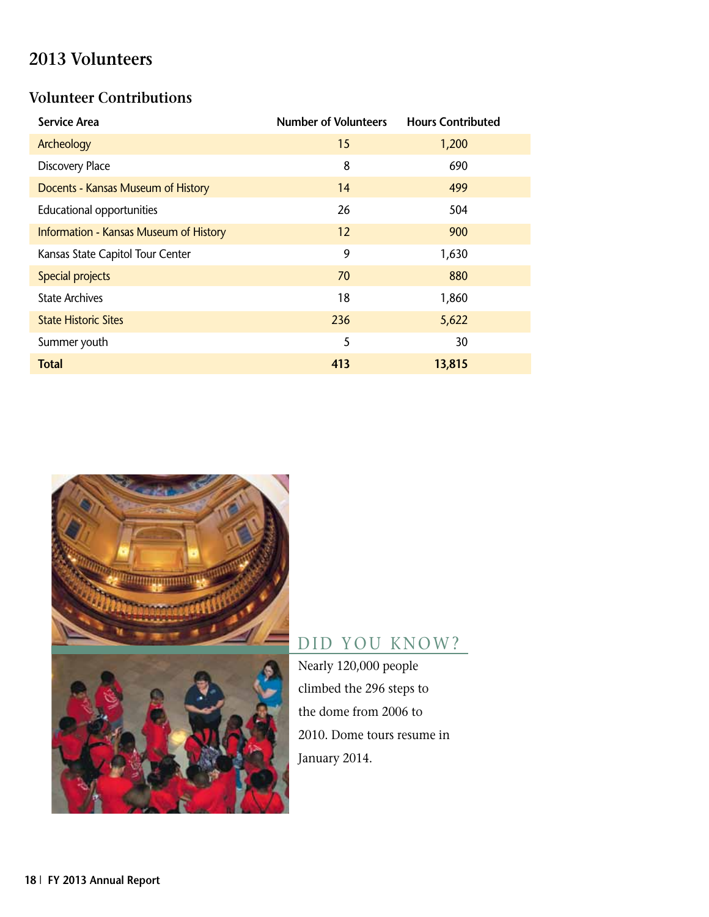# 2013 Volunteers

## Volunteer Contributions

| Service Area | Number of Volunteers | Hours Contributed |
|---|---|---|
| Archeology | 15 | 1,200 |
| Discovery Place | 8 | 690 |
| Docents - Kansas Museum of History | 14 | 499 |
| Educational opportunities | 26 | 504 |
| Information - Kansas Museum of History | 12 | 900 |
| Kansas State Capitol Tour Center | 9 | 1,630 |
| Special projects | 70 | 880 |
| State Archives | 18 | 1,860 |
| State Historic Sites | 236 | 5,622 |
| Summer youth | 5 | 30 |
| **Total** | **413** | **13,815** |

## DID YOU KNOW?

Nearly 120,000 people climbed the 296 steps to the dome from 2006 to 2010. Dome tours resume in January 2014.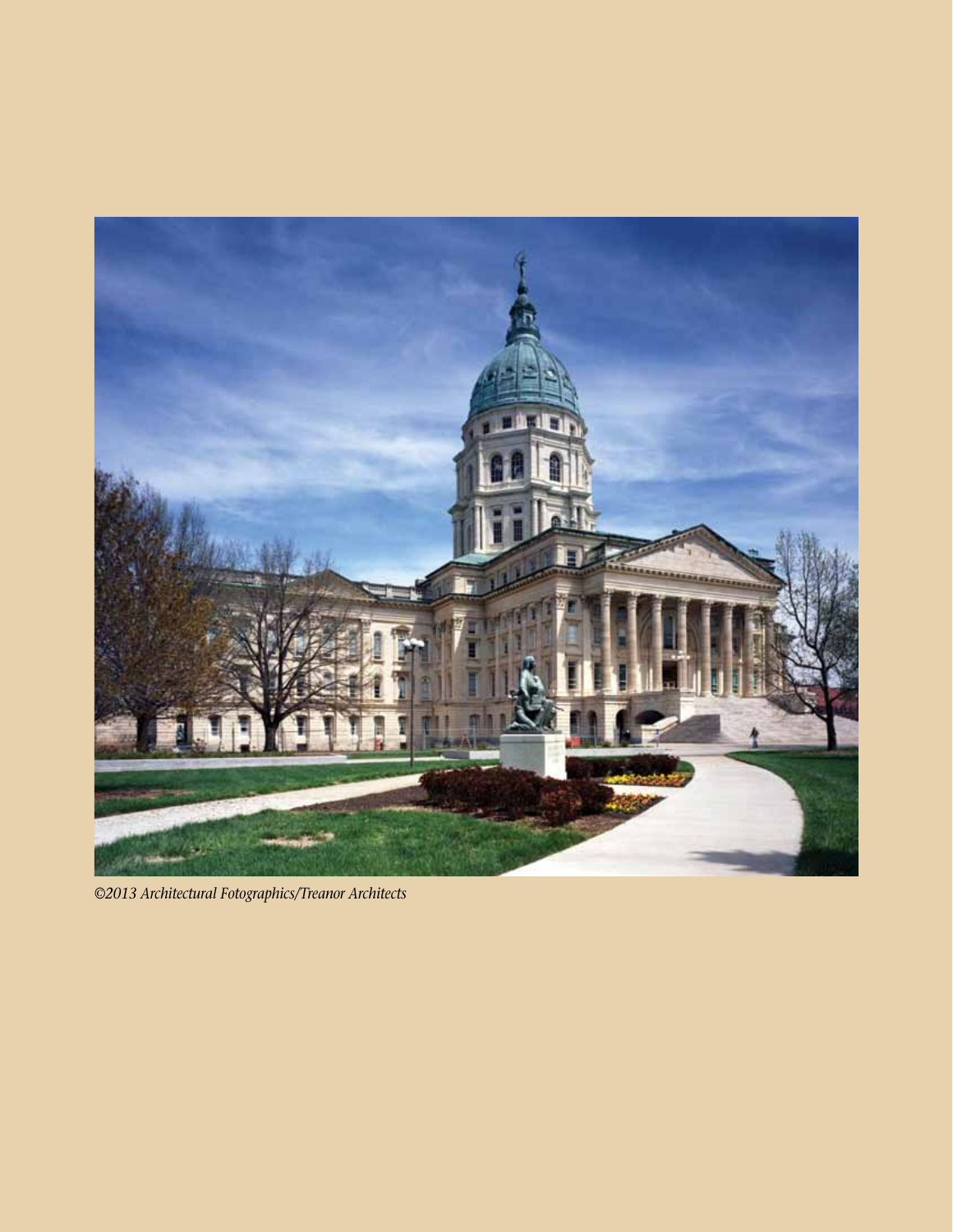*©2013 Architectural Fotographics/Treanor Architects*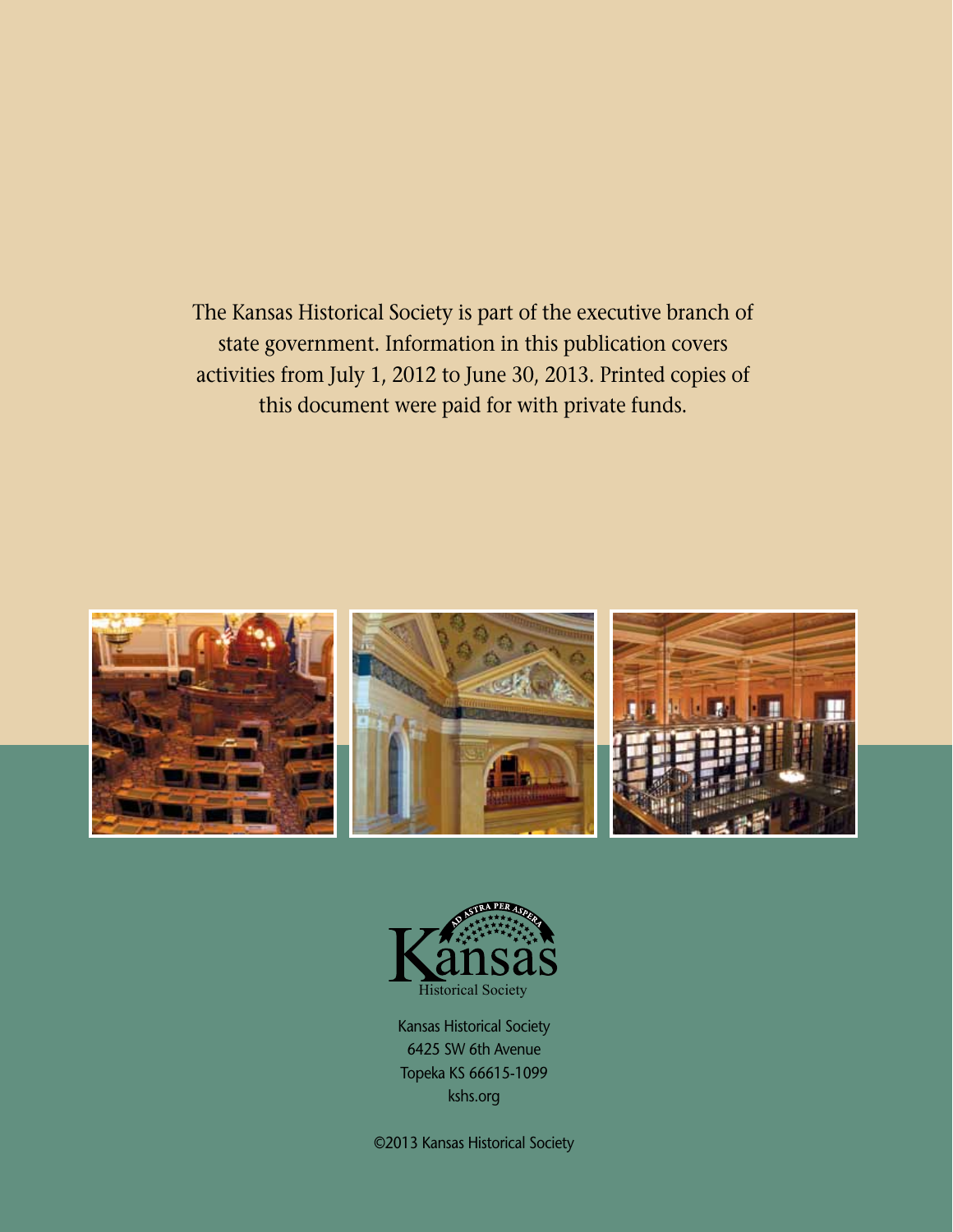The Kansas Historical Society is part of the executive branch of state government. Information in this publication covers activities from July 1, 2012 to June 30, 2013. Printed copies of this document were paid for with private funds.

AD ASTRA PER ASPERA

Kansas Historical Society

Kansas Historical Society
6425 SW 6th Avenue
Topeka KS 66615-1099
kshs.org

©2013 Kansas Historical Society